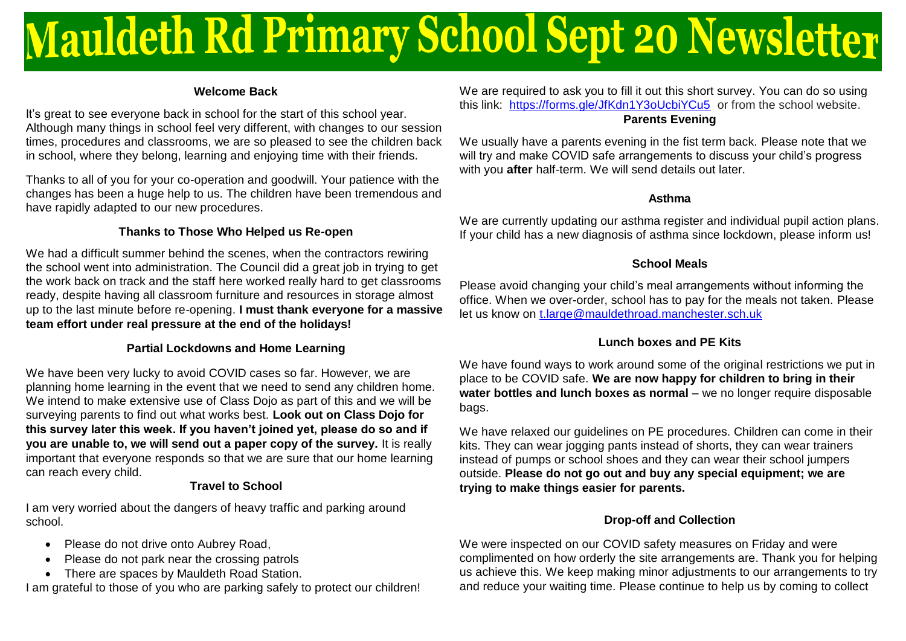# Mauldeth Rd Primary School Sept 20 Newsletter

### Welcome Back

It's great to see everyone back in school for the start of this school year. Although many things in school feel very different, with changes to our session times, procedures and classrooms, we are so pleased to see the children back in school, where they belong, learning and enjoying time with their friends.

Thanks to all of you for your co-operation and goodwill. Your patience with the changes has been a huge help to us. The children have been tremendous and have rapidly adapted to our new procedures.

### Thanks to Those Who Helped us Re-open

We had a difficult summer behind the scenes, when the contractors rewiring the school went into administration. The Council did a great job in trying to get the work back on track and the staff here worked really hard to get classrooms ready, despite having all classroom furniture and resources in storage almost up to the last minute before re-opening. **I must thank everyone for a massive team effort under real pressure at the end of the holidays!**

### Partial Lockdowns and Home Learning

We have been very lucky to avoid COVID cases so far. However, we are planning home learning in the event that we need to send any children home. We intend to make extensive use of Class Dojo as part of this and we will be surveying parents to find out what works best. **Look out on Class Dojo for this survey later this week. If you haven't joined yet, please do so and if you are unable to, we will send out a paper copy of the survey.** It is really important that everyone responds so that we are sure that our home learning can reach every child.

### Travel to School

I am very worried about the dangers of heavy traffic and parking around school.

- Please do not drive onto Aubrey Road,
- Please do not park near the crossing patrols
- There are spaces by Mauldeth Road Station.

I am grateful to those of you who are parking safely to protect our children!

We are required to ask you to fill it out this short survey. You can do so using this link: https://forms.gle/JfKdn1Y3oUcbiYCu5 or from the school website.

### Parents Evening

We usually have a parents evening in the fist term back. Please note that we will try and make COVID safe arrangements to discuss your child's progress with you **after** half-term. We will send details out later.

### Asthma

We are currently updating our asthma register and individual pupil action plans. If your child has a new diagnosis of asthma since lockdown, please inform us!

### School Meals

Please avoid changing your child's meal arrangements without informing the office. When we over-order, school has to pay for the meals not taken. Please let us know on t.large@mauldethroad.manchester.sch.uk

### Lunch boxes and PE Kits

We have found ways to work around some of the original restrictions we put in place to be COVID safe. **We are now happy for children to bring in their water bottles and lunch boxes as normal** – we no longer require disposable bags.

We have relaxed our guidelines on PE procedures. Children can come in their kits. They can wear jogging pants instead of shorts, they can wear trainers instead of pumps or school shoes and they can wear their school jumpers outside. **Please do not go out and buy any special equipment; we are trying to make things easier for parents.**

### Drop-off and Collection

We were inspected on our COVID safety measures on Friday and were complimented on how orderly the site arrangements are. Thank you for helping us achieve this. We keep making minor adjustments to our arrangements to try and reduce your waiting time. Please continue to help us by coming to collect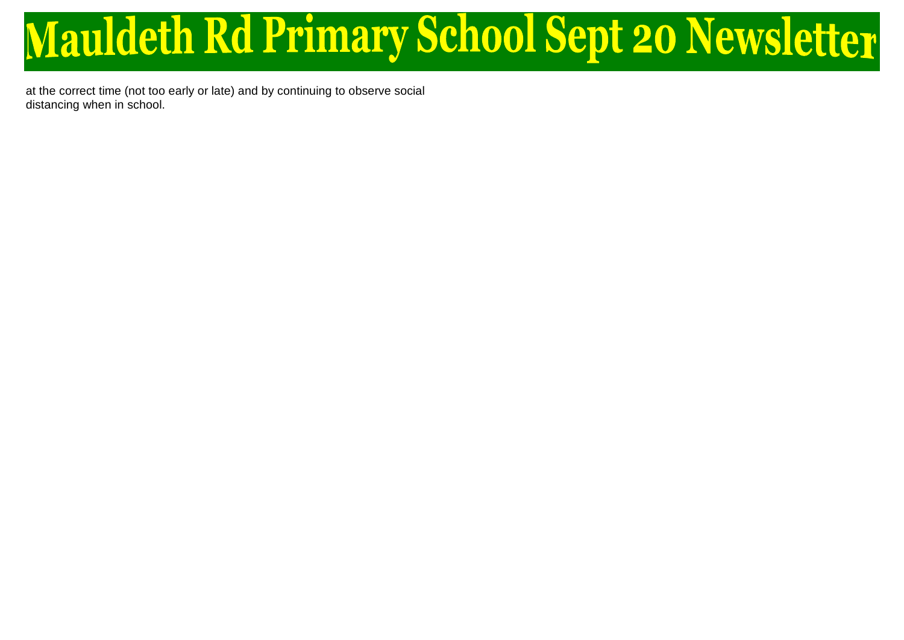at the correct time (not too early or late) and by continuing to observe social distancing when in school.